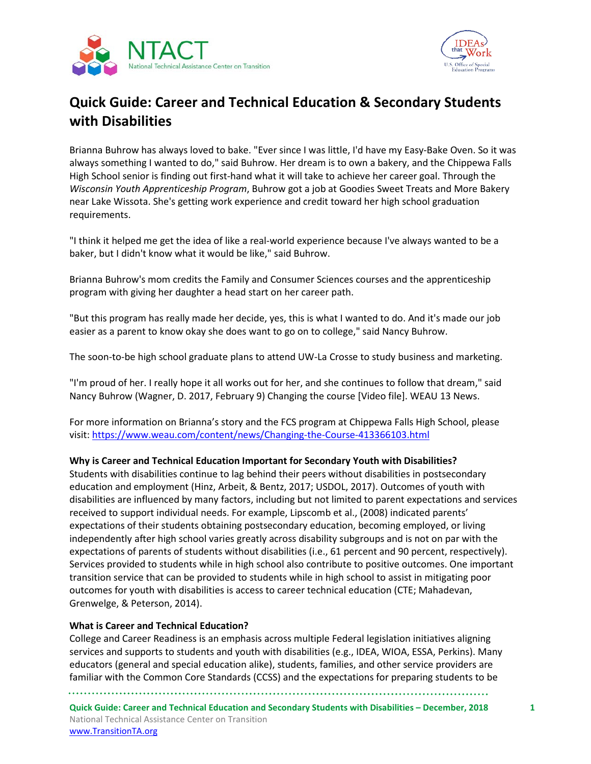# Quick Guide: Career and Technical Education & Secondary Students with Disabilities

Brianna Buhrow has always loved to bake. "Ever since I was little, I'd have my Easy-Bake Oven. So it was always something I wanted to do," said Buhrow. Her dream is to own a bakery, and the Chippewa Falls High School senior is finding out first-hand what it will take to achieve her career goal. Through the *Wisconsin Youth Apprenticeship Program*, Buhrow got a job at Goodies Sweet Treats and More Bakery near Lake Wissota. She's getting work experience and credit toward her high school graduation requirements.

"I think it helped me get the idea of like a real-world experience because I've always wanted to be a baker, but I didn't know what it would be like," said Buhrow.

Brianna Buhrow's mom credits the Family and Consumer Sciences courses and the apprenticeship program with giving her daughter a head start on her career path.

"But this program has really made her decide, yes, this is what I wanted to do. And it's made our job easier as a parent to know okay she does want to go on to college," said Nancy Buhrow.

The soon-to-be high school graduate plans to attend UW-La Crosse to study business and marketing.

"I'm proud of her. I really hope it all works out for her, and she continues to follow that dream," said Nancy Buhrow (Wagner, D. 2017, February 9) Changing the course [Video file]. WEAU 13 News.

For more information on Brianna's story and the FCS program at Chippewa Falls High School, please visit: [https://www.weau.com/content/news/Changing-the-Course-413366103.html](https://www.weau.com/content/news/Changing-the-Course-413366103.html)

**Why is Career and Technical Education Important for Secondary Youth with Disabilities?**

Students with disabilities continue to lag behind their peers without disabilities in postsecondary education and employment (Hinz, Arbeit, & Bentz, 2017; USDOL, 2017). Outcomes of youth with disabilities are influenced by many factors, including but not limited to parent expectations and services received to support individual needs. For example, Lipscomb et al., (2008) indicated parents' expectations of their students obtaining postsecondary education, becoming employed, or living independently after high school varies greatly across disability subgroups and is not on par with the expectations of parents of students without disabilities (i.e., 61 percent and 90 percent, respectively). Services provided to students while in high school also contribute to positive outcomes. One important transition service that can be provided to students while in high school to assist in mitigating poor outcomes for youth with disabilities is access to career technical education (CTE; Mahadevan, Grenwelge, & Peterson, 2014).

**What is Career and Technical Education?**

College and Career Readiness is an emphasis across multiple Federal legislation initiatives aligning services and supports to students and youth with disabilities (e.g., IDEA, WIOA, ESSA, Perkins). Many educators (general and special education alike), students, families, and other service providers are familiar with the Common Core Standards (CCSS) and the expectations for preparing students to be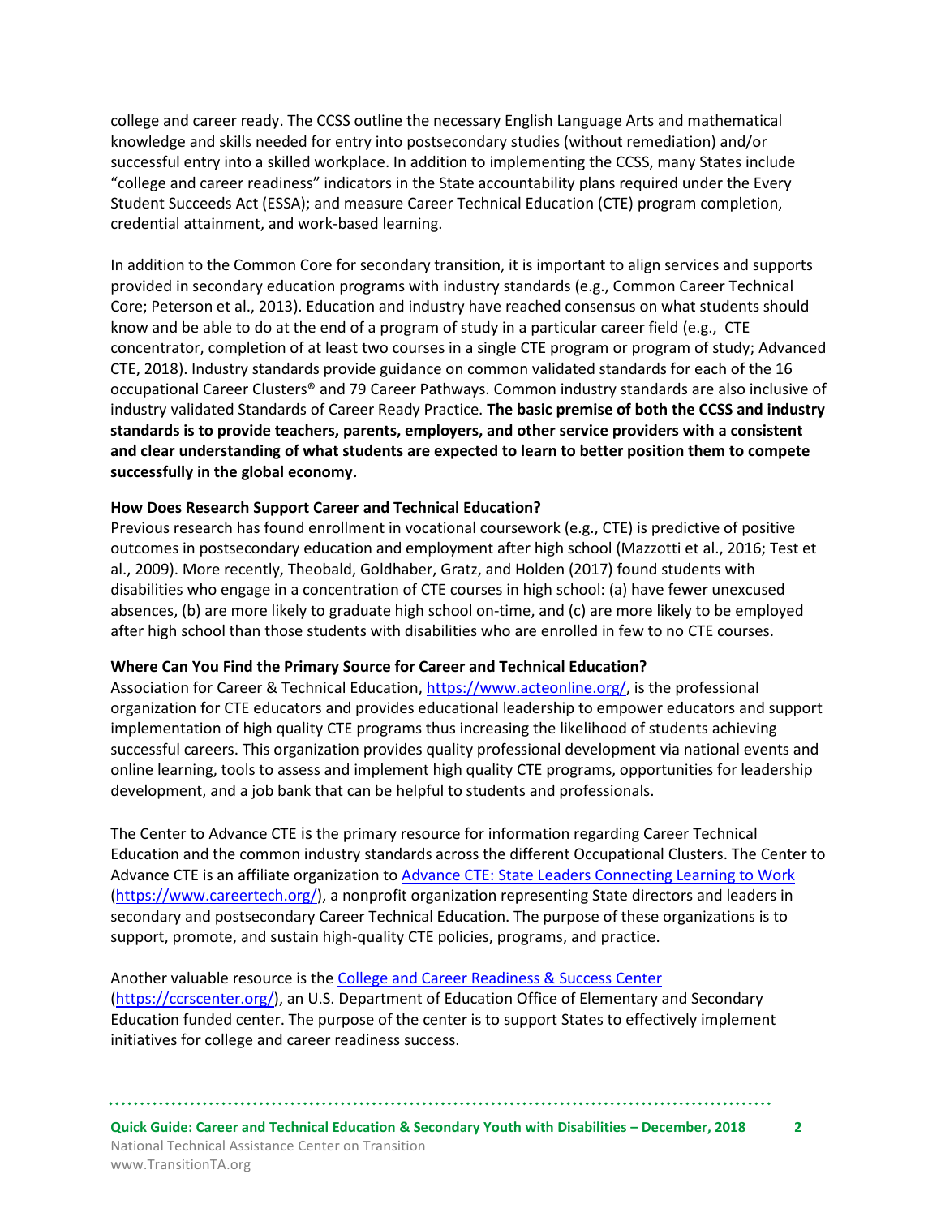college and career ready. The CCSS outline the necessary English Language Arts and mathematical knowledge and skills needed for entry into postsecondary studies (without remediation) and/or successful entry into a skilled workplace. In addition to implementing the CCSS, many States include "college and career readiness" indicators in the State accountability plans required under the Every Student Succeeds Act (ESSA); and measure Career Technical Education (CTE) program completion, credential attainment, and work-based learning.

In addition to the Common Core for secondary transition, it is important to align services and supports provided in secondary education programs with industry standards (e.g., Common Career Technical Core; Peterson et al., 2013). Education and industry have reached consensus on what students should know and be able to do at the end of a program of study in a particular career field (e.g., CTE concentrator, completion of at least two courses in a single CTE program or program of study; Advanced CTE, 2018). Industry standards provide guidance on common validated standards for each of the 16 occupational Career Clusters® and 79 Career Pathways. Common industry standards are also inclusive of industry validated Standards of Career Ready Practice. **The basic premise of both the CCSS and industry standards is to provide teachers, parents, employers, and other service providers with a consistent and clear understanding of what students are expected to learn to better position them to compete successfully in the global economy.**

**How Does Research Support Career and Technical Education?**

Previous research has found enrollment in vocational coursework (e.g., CTE) is predictive of positive outcomes in postsecondary education and employment after high school (Mazzotti et al., 2016; Test et al., 2009). More recently, Theobald, Goldhaber, Gratz, and Holden (2017) found students with disabilities who engage in a concentration of CTE courses in high school: (a) have fewer unexcused absences, (b) are more likely to graduate high school on-time, and (c) are more likely to be employed after high school than those students with disabilities who are enrolled in few to no CTE courses.

**Where Can You Find the Primary Source for Career and Technical Education?**

Association for Career & Technical Education, [https://www.acteonline.org/](https://www.acteonline.org/), is the professional organization for CTE educators and provides educational leadership to empower educators and support implementation of high quality CTE programs thus increasing the likelihood of students achieving successful careers. This organization provides quality professional development via national events and online learning, tools to assess and implement high quality CTE programs, opportunities for leadership development, and a job bank that can be helpful to students and professionals.

The Center to Advance CTE is the primary resource for information regarding Career Technical Education and the common industry standards across the different Occupational Clusters. The Center to Advance CTE is an affiliate organization to [Advance CTE: State Leaders Connecting Learning to Work](https://www.careertech.org/) ([https://www.careertech.org/](https://www.careertech.org/)), a nonprofit organization representing State directors and leaders in secondary and postsecondary Career Technical Education. The purpose of these organizations is to support, promote, and sustain high-quality CTE policies, programs, and practice.

Another valuable resource is the [College and Career Readiness & Success Center](https://ccrscenter.org/) ([https://ccrscenter.org/](https://ccrscenter.org/)), an U.S. Department of Education Office of Elementary and Secondary Education funded center. The purpose of the center is to support States to effectively implement initiatives for college and career readiness success.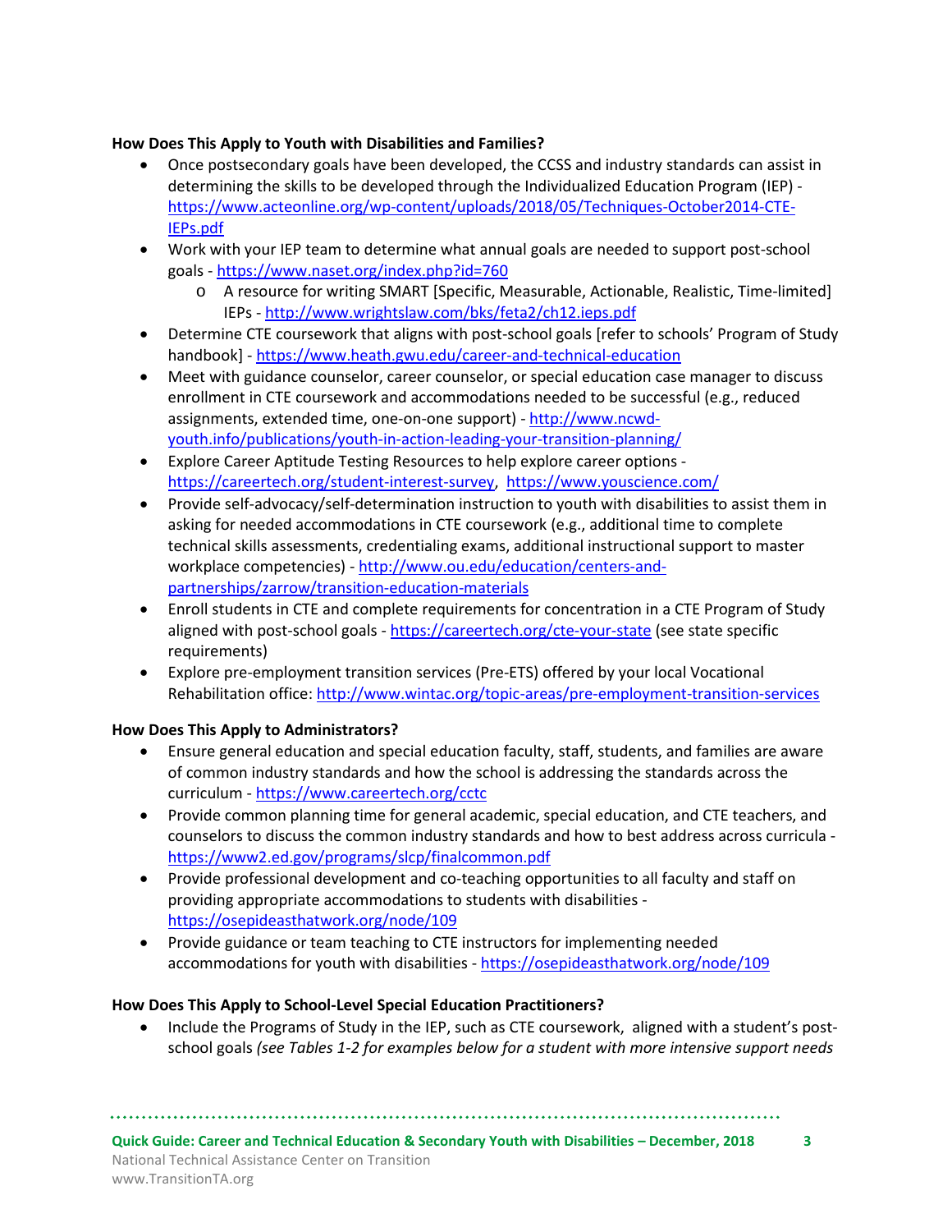**How Does This Apply to Youth with Disabilities and Families?**

- Once postsecondary goals have been developed, the CCSS and industry standards can assist in determining the skills to be developed through the Individualized Education Program (IEP) - https://www.acteonline.org/wp-content/uploads/2018/05/Techniques-October2014-CTE-IEPs.pdf
- Work with your IEP team to determine what annual goals are needed to support post-school goals - https://www.naset.org/index.php?id=760
  - A resource for writing SMART [Specific, Measurable, Actionable, Realistic, Time-limited] IEPs - http://www.wrightslaw.com/bks/feta2/ch12.ieps.pdf
- Determine CTE coursework that aligns with post-school goals [refer to schools' Program of Study handbook] - https://www.heath.gwu.edu/career-and-technical-education
- Meet with guidance counselor, career counselor, or special education case manager to discuss enrollment in CTE coursework and accommodations needed to be successful (e.g., reduced assignments, extended time, one-on-one support) - http://www.ncwd-youth.info/publications/youth-in-action-leading-your-transition-planning/
- Explore Career Aptitude Testing Resources to help explore career options - https://careertech.org/student-interest-survey, https://www.youscience.com/
- Provide self-advocacy/self-determination instruction to youth with disabilities to assist them in asking for needed accommodations in CTE coursework (e.g., additional time to complete technical skills assessments, credentialing exams, additional instructional support to master workplace competencies) - http://www.ou.edu/education/centers-and-partnerships/zarrow/transition-education-materials
- Enroll students in CTE and complete requirements for concentration in a CTE Program of Study aligned with post-school goals - https://careertech.org/cte-your-state (see state specific requirements)
- Explore pre-employment transition services (Pre-ETS) offered by your local Vocational Rehabilitation office: http://www.wintac.org/topic-areas/pre-employment-transition-services

**How Does This Apply to Administrators?**

- Ensure general education and special education faculty, staff, students, and families are aware of common industry standards and how the school is addressing the standards across the curriculum - https://www.careertech.org/cctc
- Provide common planning time for general academic, special education, and CTE teachers, and counselors to discuss the common industry standards and how to best address across curricula - https://www2.ed.gov/programs/slcp/finalcommon.pdf
- Provide professional development and co-teaching opportunities to all faculty and staff on providing appropriate accommodations to students with disabilities - https://osepideasthatwork.org/node/109
- Provide guidance or team teaching to CTE instructors for implementing needed accommodations for youth with disabilities - https://osepideasthatwork.org/node/109

**How Does This Apply to School-Level Special Education Practitioners?**

- Include the Programs of Study in the IEP, such as CTE coursework, aligned with a student's post-school goals *(see Tables 1-2 for examples below for a student with more intensive support needs*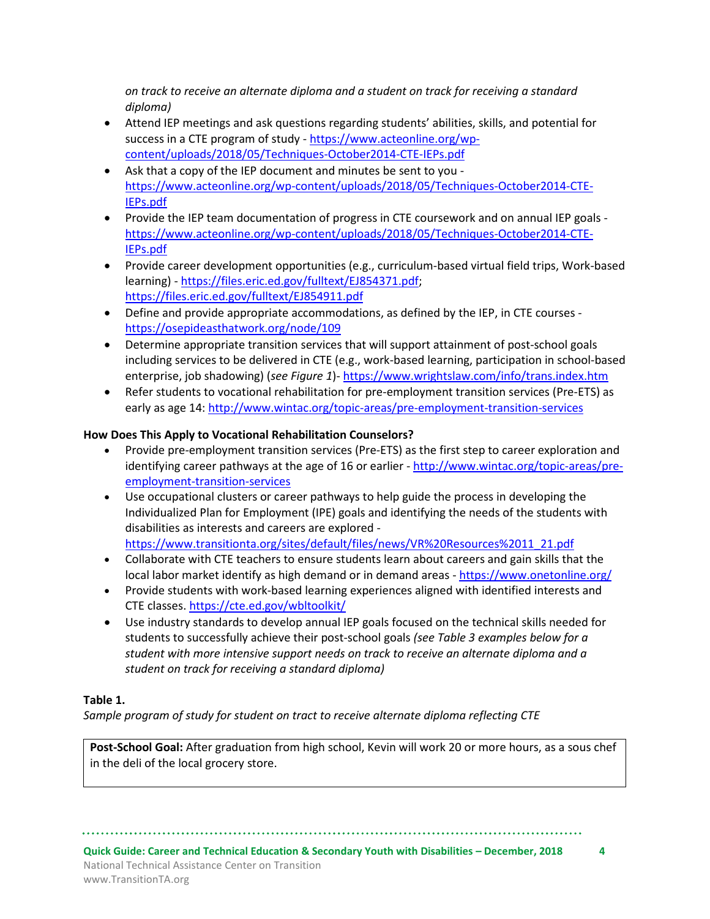*on track to receive an alternate diploma and a student on track for receiving a standard diploma)*

- Attend IEP meetings and ask questions regarding students' abilities, skills, and potential for success in a CTE program of study - https://www.acteonline.org/wp-content/uploads/2018/05/Techniques-October2014-CTE-IEPs.pdf
- Ask that a copy of the IEP document and minutes be sent to you - https://www.acteonline.org/wp-content/uploads/2018/05/Techniques-October2014-CTE-IEPs.pdf
- Provide the IEP team documentation of progress in CTE coursework and on annual IEP goals - https://www.acteonline.org/wp-content/uploads/2018/05/Techniques-October2014-CTE-IEPs.pdf
- Provide career development opportunities (e.g., curriculum-based virtual field trips, Work-based learning) - https://files.eric.ed.gov/fulltext/EJ854371.pdf; https://files.eric.ed.gov/fulltext/EJ854911.pdf
- Define and provide appropriate accommodations, as defined by the IEP, in CTE courses - https://osepideasthatwork.org/node/109
- Determine appropriate transition services that will support attainment of post-school goals including services to be delivered in CTE (e.g., work-based learning, participation in school-based enterprise, job shadowing) (*see Figure 1*)- https://www.wrightslaw.com/info/trans.index.htm
- Refer students to vocational rehabilitation for pre-employment transition services (Pre-ETS) as early as age 14: http://www.wintac.org/topic-areas/pre-employment-transition-services

**How Does This Apply to Vocational Rehabilitation Counselors?**

- Provide pre-employment transition services (Pre-ETS) as the first step to career exploration and identifying career pathways at the age of 16 or earlier - http://www.wintac.org/topic-areas/pre-employment-transition-services
- Use occupational clusters or career pathways to help guide the process in developing the Individualized Plan for Employment (IPE) goals and identifying the needs of the students with disabilities as interests and careers are explored - https://www.transitionta.org/sites/default/files/news/VR%20Resources%2011_21.pdf
- Collaborate with CTE teachers to ensure students learn about careers and gain skills that the local labor market identify as high demand or in demand areas - https://www.onetonline.org/
- Provide students with work-based learning experiences aligned with identified interests and CTE classes. https://cte.ed.gov/wbltoolkit/
- Use industry standards to develop annual IEP goals focused on the technical skills needed for students to successfully achieve their post-school goals *(see Table 3 examples below for a student with more intensive support needs on track to receive an alternate diploma and a student on track for receiving a standard diploma)*

**Table 1.**

*Sample program of study for student on tract to receive alternate diploma reflecting CTE*

| **Post-School Goal:** After graduation from high school, Kevin will work 20 or more hours, as a sous chef in the deli of the local grocery store. |
|---|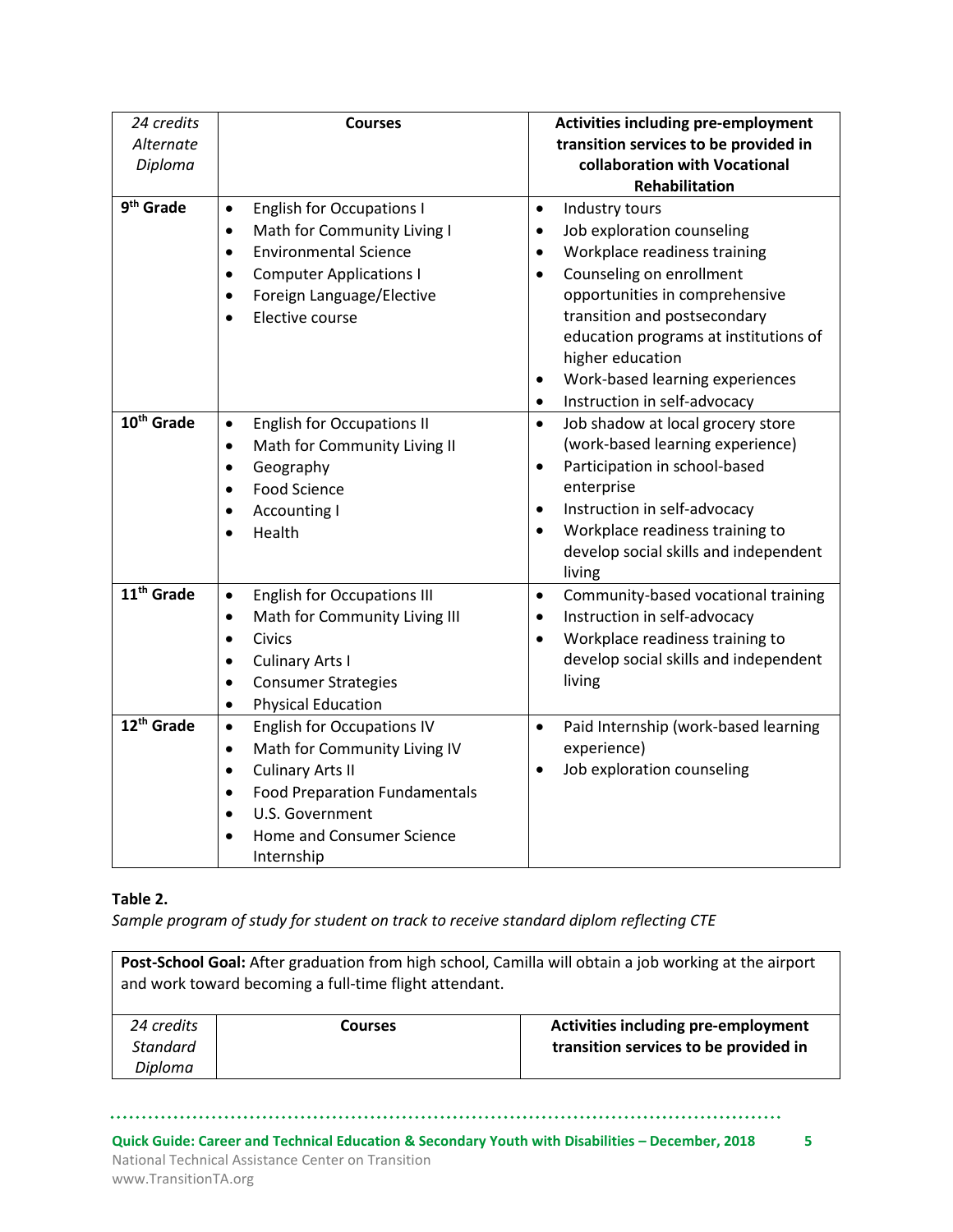| *24 credits Alternate Diploma* | **Courses** | **Activities including pre-employment transition services to be provided in collaboration with Vocational Rehabilitation** |
|---|---|---|
| **9th Grade** | • English for Occupations I<br>• Math for Community Living I<br>• Environmental Science<br>• Computer Applications I<br>• Foreign Language/Elective<br>• Elective course | • Industry tours<br>• Job exploration counseling<br>• Workplace readiness training<br>• Counseling on enrollment opportunities in comprehensive transition and postsecondary education programs at institutions of higher education<br>• Work-based learning experiences<br>• Instruction in self-advocacy |
| **10th Grade** | • English for Occupations II<br>• Math for Community Living II<br>• Geography<br>• Food Science<br>• Accounting I<br>• Health | • Job shadow at local grocery store (work-based learning experience)<br>• Participation in school-based enterprise<br>• Instruction in self-advocacy<br>• Workplace readiness training to develop social skills and independent living |
| **11th Grade** | • English for Occupations III<br>• Math for Community Living III<br>• Civics<br>• Culinary Arts I<br>• Consumer Strategies<br>• Physical Education | • Community-based vocational training<br>• Instruction in self-advocacy<br>• Workplace readiness training to develop social skills and independent living |
| **12th Grade** | • English for Occupations IV<br>• Math for Community Living IV<br>• Culinary Arts II<br>• Food Preparation Fundamentals<br>• U.S. Government<br>• Home and Consumer Science Internship | • Paid Internship (work-based learning experience)<br>• Job exploration counseling |

**Table 2.**

*Sample program of study for student on track to receive standard diplom reflecting CTE*

**Post-School Goal:** After graduation from high school, Camilla will obtain a job working at the airport and work toward becoming a full-time flight attendant.

| *24 credits Standard Diploma* | **Courses** | **Activities including pre-employment transition services to be provided in** |
|---|---|---|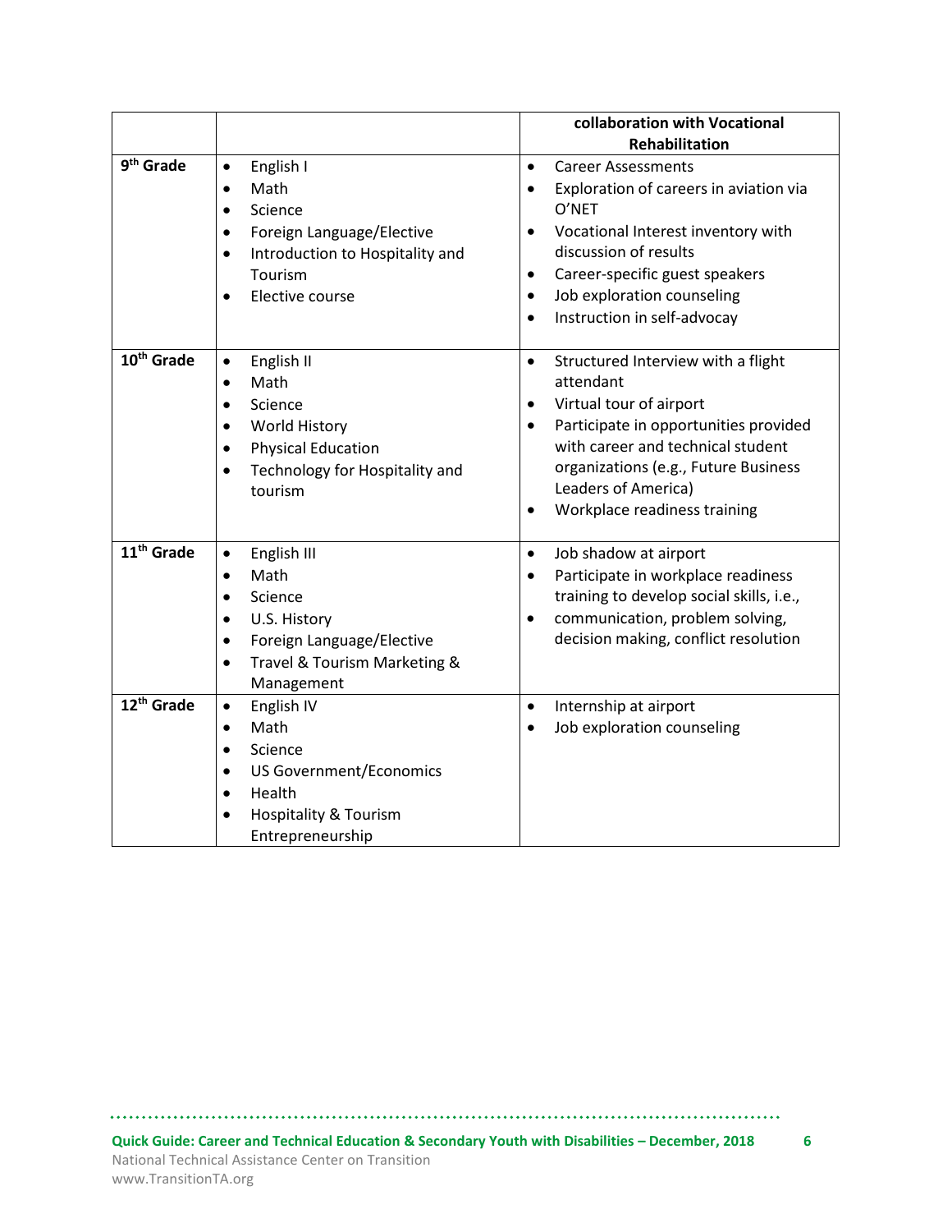| | | collaboration with Vocational Rehabilitation |
|---|---|---|
| 9th Grade | • English I<br>• Math<br>• Science<br>• Foreign Language/Elective<br>• Introduction to Hospitality and Tourism<br>• Elective course | • Career Assessments<br>• Exploration of careers in aviation via O'NET<br>• Vocational Interest inventory with discussion of results<br>• Career-specific guest speakers<br>• Job exploration counseling<br>• Instruction in self-advocay |
| 10th Grade | • English II<br>• Math<br>• Science<br>• World History<br>• Physical Education<br>• Technology for Hospitality and tourism | • Structured Interview with a flight attendant<br>• Virtual tour of airport<br>• Participate in opportunities provided with career and technical student organizations (e.g., Future Business Leaders of America)<br>• Workplace readiness training |
| 11th Grade | • English III<br>• Math<br>• Science<br>• U.S. History<br>• Foreign Language/Elective<br>• Travel & Tourism Marketing & Management | • Job shadow at airport<br>• Participate in workplace readiness training to develop social skills, i.e.,<br>• communication, problem solving, decision making, conflict resolution |
| 12th Grade | • English IV<br>• Math<br>• Science<br>• US Government/Economics<br>• Health<br>• Hospitality & Tourism Entrepreneurship | • Internship at airport<br>• Job exploration counseling |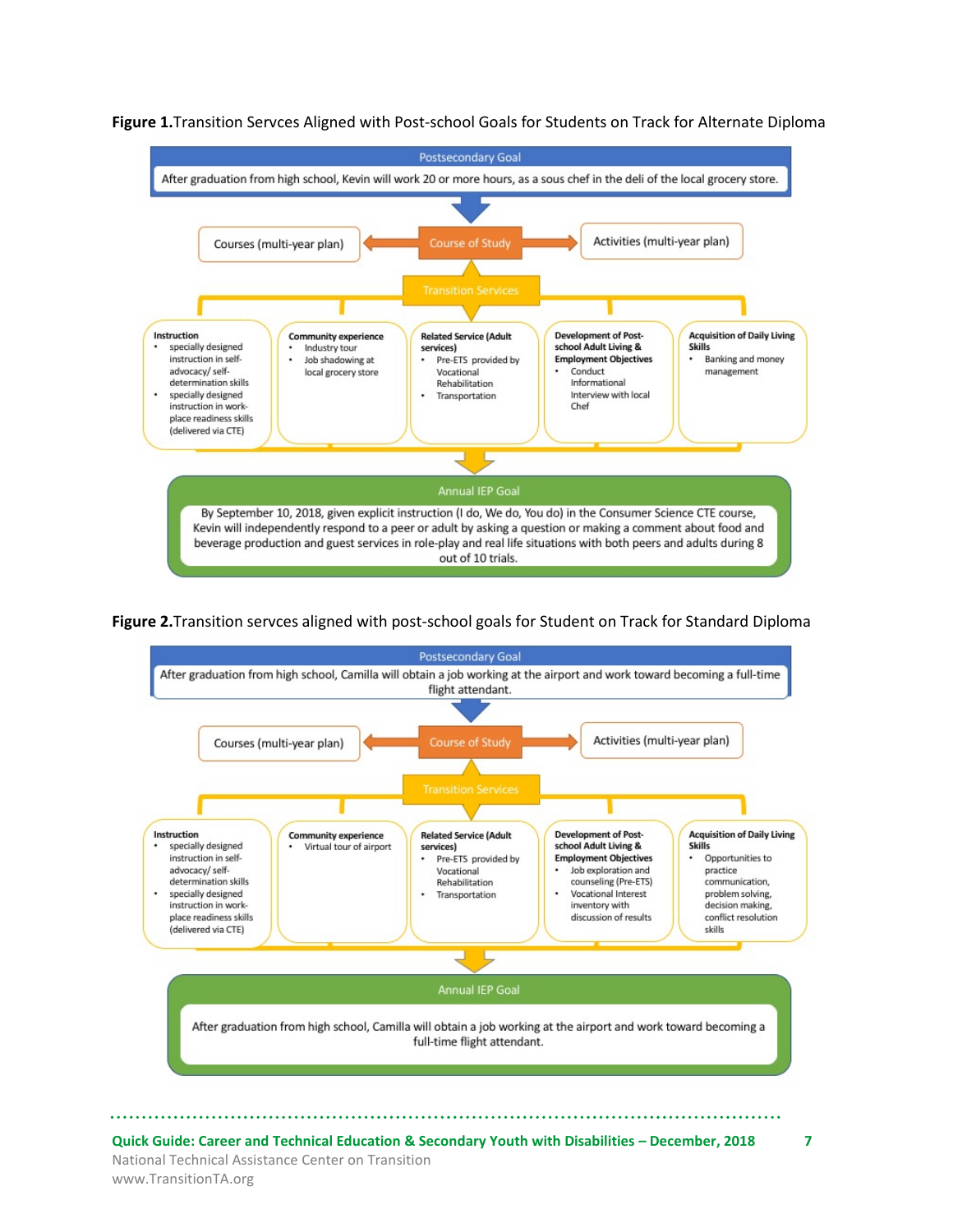**Figure 1.** Transition Servces Aligned with Post-school Goals for Students on Track for Alternate Diploma

**Postsecondary Goal**

After graduation from high school, Kevin will work 20 or more hours, as a sous chef in the deli of the local grocery store.

Courses (multi-year plan) ← Course of Study → Activities (multi-year plan)

**Transition Services**

**Instruction**
- specially designed instruction in self-advocacy/ self-determination skills
- specially designed instruction in work-place readiness skills (delivered via CTE)

**Community experience**
- Industry tour
- Job shadowing at local grocery store

**Related Service (Adult services)**
- Pre-ETS provided by Vocational Rehabilitation
- Transportation

**Development of Post-school Adult Living & Employment Objectives**
- Conduct Informational Interview with local Chef

**Acquisition of Daily Living Skills**
- Banking and money management

**Annual IEP Goal**

By September 10, 2018, given explicit instruction (I do, We do, You do) in the Consumer Science CTE course, Kevin will independently respond to a peer or adult by asking a question or making a comment about food and beverage production and guest services in role-play and real life situations with both peers and adults during 8 out of 10 trials.

**Figure 2.** Transition servces aligned with post-school goals for Student on Track for Standard Diploma

**Postsecondary Goal**

After graduation from high school, Camilla will obtain a job working at the airport and work toward becoming a full-time flight attendant.

Courses (multi-year plan) ← Course of Study → Activities (multi-year plan)

**Transition Services**

**Instruction**
- specially designed instruction in self-advocacy/ self-determination skills
- specially designed instruction in work-place readiness skills (delivered via CTE)

**Community experience**
- Virtual tour of airport

**Related Service (Adult services)**
- Pre-ETS provided by Vocational Rehabilitation
- Transportation

**Development of Post-school Adult Living & Employment Objectives**
- Job exploration and counseling (Pre-ETS)
- Vocational Interest inventory with discussion of results

**Acquisition of Daily Living Skills**
- Opportunities to practice communication, problem solving, decision making, conflict resolution skills

**Annual IEP Goal**

After graduation from high school, Camilla will obtain a job working at the airport and work toward becoming a full-time flight attendant.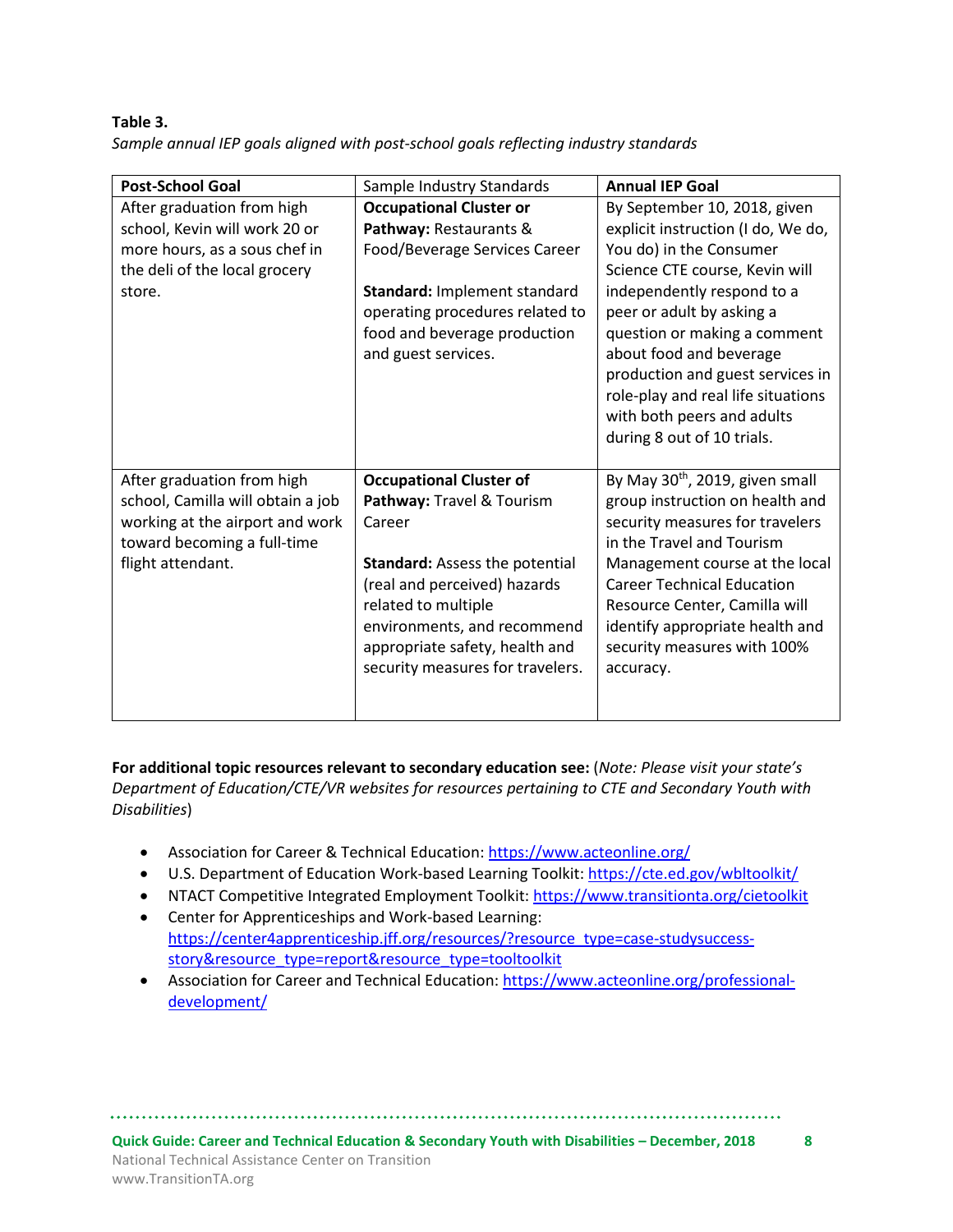**Table 3.**

*Sample annual IEP goals aligned with post-school goals reflecting industry standards*

| **Post-School Goal** | Sample Industry Standards | **Annual IEP Goal** |
|---|---|---|
| After graduation from high school, Kevin will work 20 or more hours, as a sous chef in the deli of the local grocery store. | **Occupational Cluster or Pathway:** Restaurants & Food/Beverage Services Career<br><br>**Standard:** Implement standard operating procedures related to food and beverage production and guest services. | By September 10, 2018, given explicit instruction (I do, We do, You do) in the Consumer Science CTE course, Kevin will independently respond to a peer or adult by asking a question or making a comment about food and beverage production and guest services in role-play and real life situations with both peers and adults during 8 out of 10 trials. |
| After graduation from high school, Camilla will obtain a job working at the airport and work toward becoming a full-time flight attendant. | **Occupational Cluster of Pathway:** Travel & Tourism Career<br><br>**Standard:** Assess the potential (real and perceived) hazards related to multiple environments, and recommend appropriate safety, health and security measures for travelers. | By May 30th, 2019, given small group instruction on health and security measures for travelers in the Travel and Tourism Management course at the local Career Technical Education Resource Center, Camilla will identify appropriate health and security measures with 100% accuracy. |

**For additional topic resources relevant to secondary education see:** (*Note: Please visit your state's Department of Education/CTE/VR websites for resources pertaining to CTE and Secondary Youth with Disabilities*)

- Association for Career & Technical Education: https://www.acteonline.org/
- U.S. Department of Education Work-based Learning Toolkit: https://cte.ed.gov/wbltoolkit/
- NTACT Competitive Integrated Employment Toolkit: https://www.transitionta.org/cietoolkit
- Center for Apprenticeships and Work-based Learning: https://center4apprenticeship.jff.org/resources/?resource_type=case-studysuccess-story&resource_type=report&resource_type=tooltoolkit
- Association for Career and Technical Education: https://www.acteonline.org/professional-development/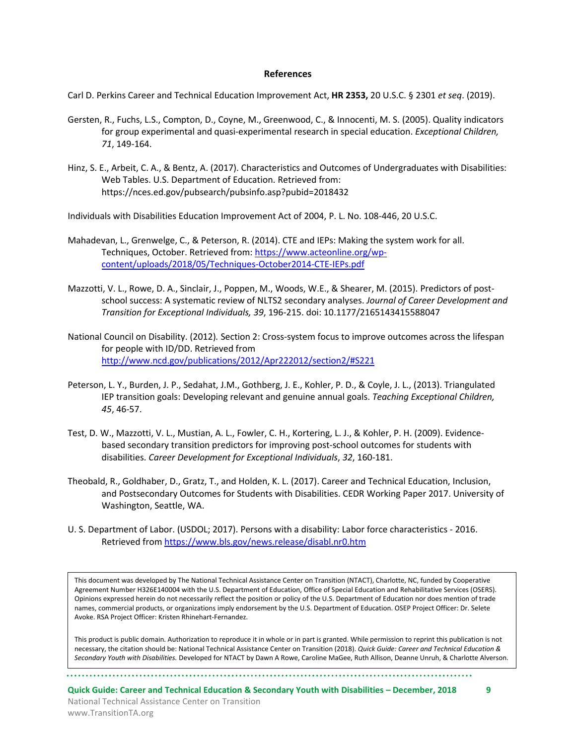## References

Carl D. Perkins Career and Technical Education Improvement Act, **HR 2353,** 20 U.S.C. § 2301 *et seq*. (2019).

Gersten, R., Fuchs, L.S., Compton, D., Coyne, M., Greenwood, C., & Innocenti, M. S. (2005). Quality indicators for group experimental and quasi-experimental research in special education. *Exceptional Children, 71*, 149-164.

Hinz, S. E., Arbeit, C. A., & Bentz, A. (2017). Characteristics and Outcomes of Undergraduates with Disabilities: Web Tables. U.S. Department of Education. Retrieved from: https://nces.ed.gov/pubsearch/pubsinfo.asp?pubid=2018432

Individuals with Disabilities Education Improvement Act of 2004, P. L. No. 108-446, 20 U.S.C.

Mahadevan, L., Grenwelge, C., & Peterson, R. (2014). CTE and IEPs: Making the system work for all. Techniques, October. Retrieved from: [https://www.acteonline.org/wp-content/uploads/2018/05/Techniques-October2014-CTE-IEPs.pdf](https://www.acteonline.org/wp-content/uploads/2018/05/Techniques-October2014-CTE-IEPs.pdf)

Mazzotti, V. L., Rowe, D. A., Sinclair, J., Poppen, M., Woods, W.E., & Shearer, M. (2015). Predictors of post-school success: A systematic review of NLTS2 secondary analyses. *Journal of Career Development and Transition for Exceptional Individuals, 39*, 196-215. doi: 10.1177/2165143415588047

National Council on Disability. (2012). Section 2: Cross-system focus to improve outcomes across the lifespan for people with ID/DD. Retrieved from [http://www.ncd.gov/publications/2012/Apr222012/section2/#S221](http://www.ncd.gov/publications/2012/Apr222012/section2/#S221)

Peterson, L. Y., Burden, J. P., Sedahat, J.M., Gothberg, J. E., Kohler, P. D., & Coyle, J. L., (2013). Triangulated IEP transition goals: Developing relevant and genuine annual goals. *Teaching Exceptional Children, 45*, 46-57.

Test, D. W., Mazzotti, V. L., Mustian, A. L., Fowler, C. H., Kortering, L. J., & Kohler, P. H. (2009). Evidence-based secondary transition predictors for improving post-school outcomes for students with disabilities. *Career Development for Exceptional Individuals*, *32*, 160-181.

Theobald, R., Goldhaber, D., Gratz, T., and Holden, K. L. (2017). Career and Technical Education, Inclusion, and Postsecondary Outcomes for Students with Disabilities. CEDR Working Paper 2017. University of Washington, Seattle, WA.

U. S. Department of Labor. (USDOL; 2017). Persons with a disability: Labor force characteristics - 2016. Retrieved from [https://www.bls.gov/news.release/disabl.nr0.htm](https://www.bls.gov/news.release/disabl.nr0.htm)

This document was developed by The National Technical Assistance Center on Transition (NTACT), Charlotte, NC, funded by Cooperative Agreement Number H326E140004 with the U.S. Department of Education, Office of Special Education and Rehabilitative Services (OSERS). Opinions expressed herein do not necessarily reflect the position or policy of the U.S. Department of Education nor does mention of trade names, commercial products, or organizations imply endorsement by the U.S. Department of Education. OSEP Project Officer: Dr. Selete Avoke. RSA Project Officer: Kristen Rhinehart-Fernandez.

This product is public domain. Authorization to reproduce it in whole or in part is granted. While permission to reprint this publication is not necessary, the citation should be: National Technical Assistance Center on Transition (2018). *Quick Guide: Career and Technical Education & Secondary Youth with Disabilities.* Developed for NTACT by Dawn A Rowe, Caroline MaGee, Ruth Allison, Deanne Unruh, & Charlotte Alverson.